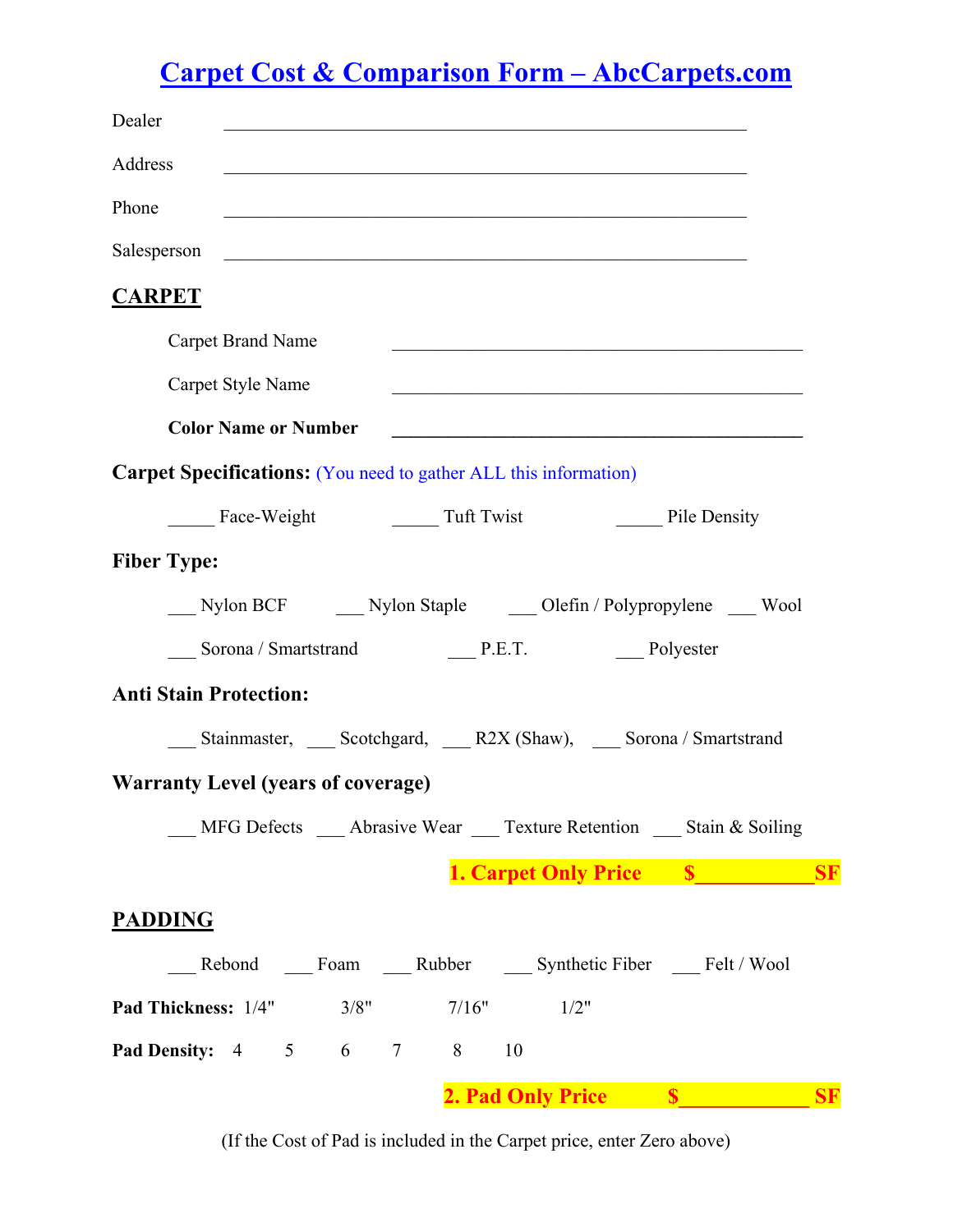# Carpet Cost & Comparison Form – AbcCarpets.com

Dealer ____________________________________________

Address ____________________________________________

Phone ____________________________________________

Salesperson ____________________________________________

## CARPET

Carpet Brand Name ____________________________________

Carpet Style Name ____________________________________

**Color Name or Number** ____________________________________

**Carpet Specifications:** (You need to gather ALL this information)

_____ Face-Weight _____ Tuft Twist _____ Pile Density

**Fiber Type:**

___ Nylon BCF ___ Nylon Staple ___ Olefin / Polypropylene ___ Wool

___ Sorona / Smartstrand ___ P.E.T. ___ Polyester

**Anti Stain Protection:**

___ Stainmaster, ___ Scotchgard, ___ R2X (Shaw), ___ Sorona / Smartstrand

**Warranty Level (years of coverage)**

___ MFG Defects ___ Abrasive Wear ___ Texture Retention ___ Stain & Soiling

**1. Carpet Only Price $___________SF**

## PADDING

___ Rebond ___ Foam ___ Rubber ___ Synthetic Fiber ___ Felt / Wool

**Pad Thickness:** 1/4" 3/8" 7/16" 1/2"

**Pad Density:** 4 5 6 7 8 10

**2. Pad Only Price $____________ SF**

(If the Cost of Pad is included in the Carpet price, enter Zero above)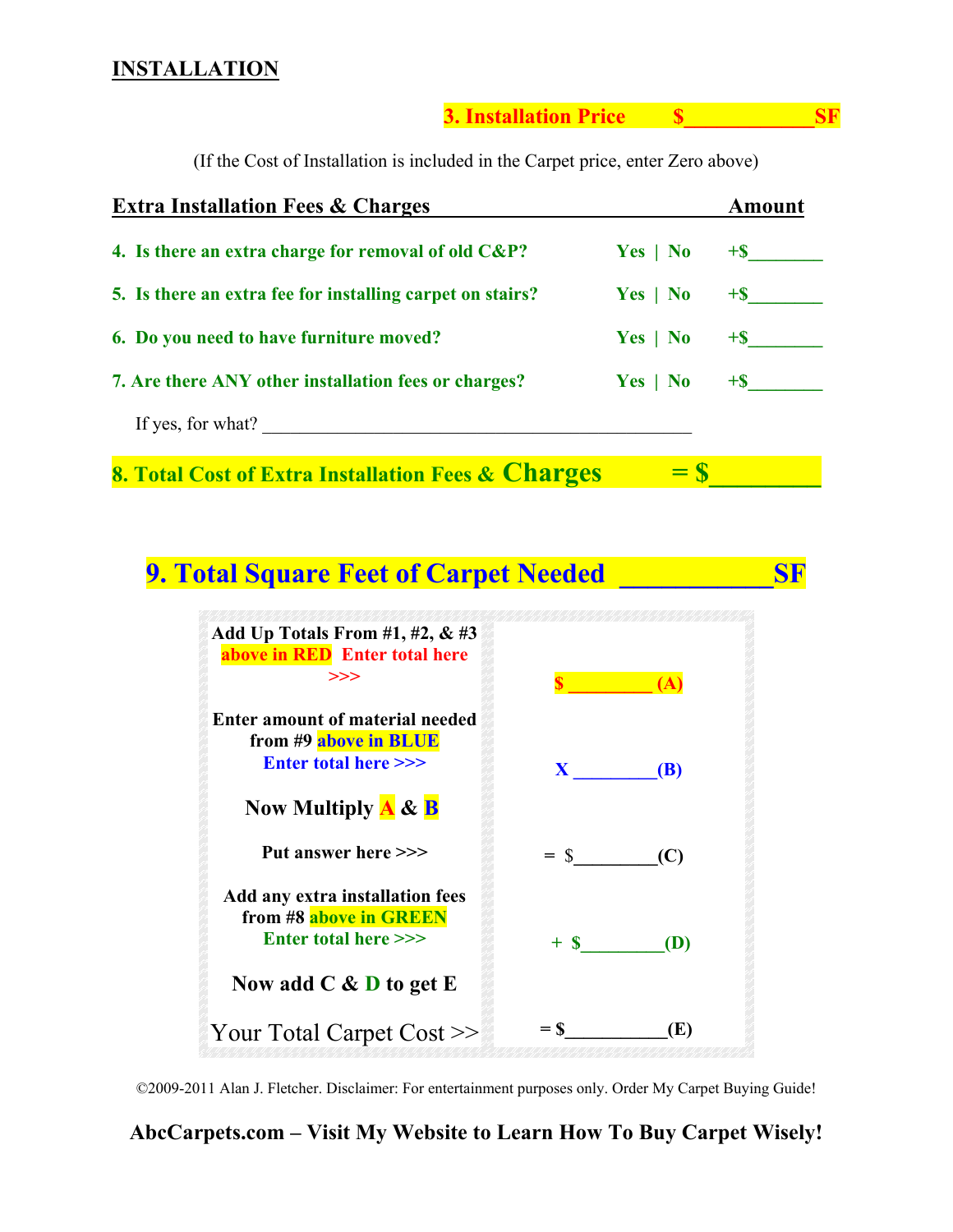## INSTALLATION

**3. Installation Price $____________SF**

(If the Cost of Installation is included in the Carpet price, enter Zero above)

| Extra Installation Fees & Charges | | Amount |
|---|---|---|
| **4. Is there an extra charge for removal of old C&P?** | **Yes \| No** | **+$________** |
| **5. Is there an extra fee for installing carpet on stairs?** | **Yes \| No** | **+$________** |
| **6. Do you need to have furniture moved?** | **Yes \| No** | **+$________** |
| **7. Are there ANY other installation fees or charges?** | **Yes \| No** | **+$________** |

If yes, for what? _______________________________________________

**8. Total Cost of Extra Installation Fees & Charges = $_________**

## 9. Total Square Feet of Carpet Needed ___________SF

| | |
|---|---|
| **Add Up Totals From #1, #2, & #3 above in RED Enter total here >>>** | **$ _________ (A)** |
| **Enter amount of material needed from #9 above in BLUE Enter total here >>>** | **X _________(B)** |
| **Now Multiply A & B** | |
| **Put answer here >>>** | = $_________**(C)** |
| **Add any extra installation fees from #8 above in GREEN Enter total here >>>** | **+ $_________(D)** |
| **Now add C & D to get E** | |
| Your Total Carpet Cost >> | **= $___________(E)** |

©2009-2011 Alan J. Fletcher. Disclaimer: For entertainment purposes only. Order My Carpet Buying Guide!

**AbcCarpets.com – Visit My Website to Learn How To Buy Carpet Wisely!**